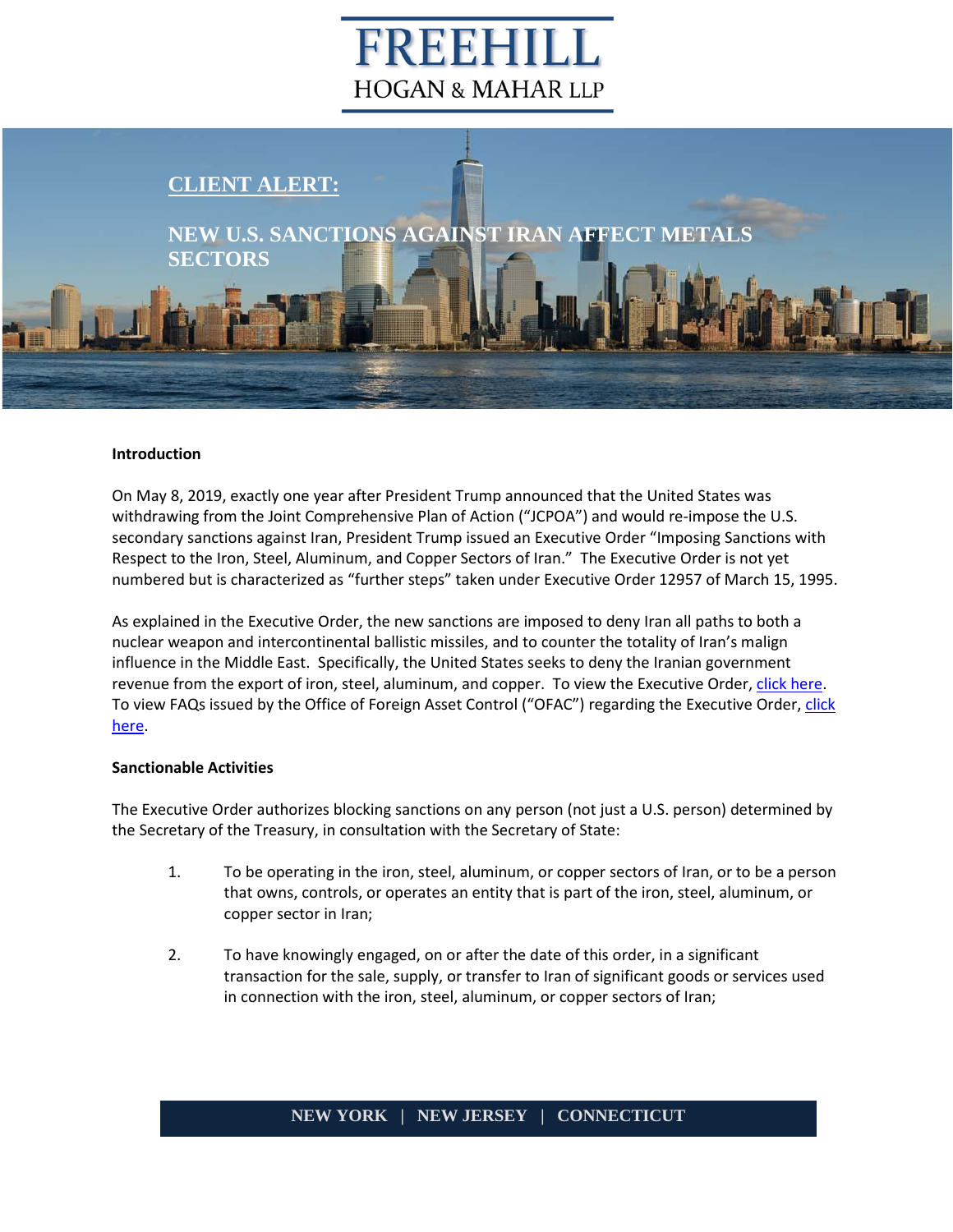# FREEHILL HOGAN & MAHAR LLP

## CLIENT ALERT:

## NEW U.S. SANCTIONS AGAINST IRAN AFFECT METALS SECTORS

**Introduction**

On May 8, 2019, exactly one year after President Trump announced that the United States was withdrawing from the Joint Comprehensive Plan of Action ("JCPOA") and would re-impose the U.S. secondary sanctions against Iran, President Trump issued an Executive Order "Imposing Sanctions with Respect to the Iron, Steel, Aluminum, and Copper Sectors of Iran." The Executive Order is not yet numbered but is characterized as "further steps" taken under Executive Order 12957 of March 15, 1995.

As explained in the Executive Order, the new sanctions are imposed to deny Iran all paths to both a nuclear weapon and intercontinental ballistic missiles, and to counter the totality of Iran's malign influence in the Middle East. Specifically, the United States seeks to deny the Iranian government revenue from the export of iron, steel, aluminum, and copper. To view the Executive Order, click here. To view FAQs issued by the Office of Foreign Asset Control ("OFAC") regarding the Executive Order, click here.

**Sanctionable Activities**

The Executive Order authorizes blocking sanctions on any person (not just a U.S. person) determined by the Secretary of the Treasury, in consultation with the Secretary of State:

1. To be operating in the iron, steel, aluminum, or copper sectors of Iran, or to be a person that owns, controls, or operates an entity that is part of the iron, steel, aluminum, or copper sector in Iran;

2. To have knowingly engaged, on or after the date of this order, in a significant transaction for the sale, supply, or transfer to Iran of significant goods or services used in connection with the iron, steel, aluminum, or copper sectors of Iran;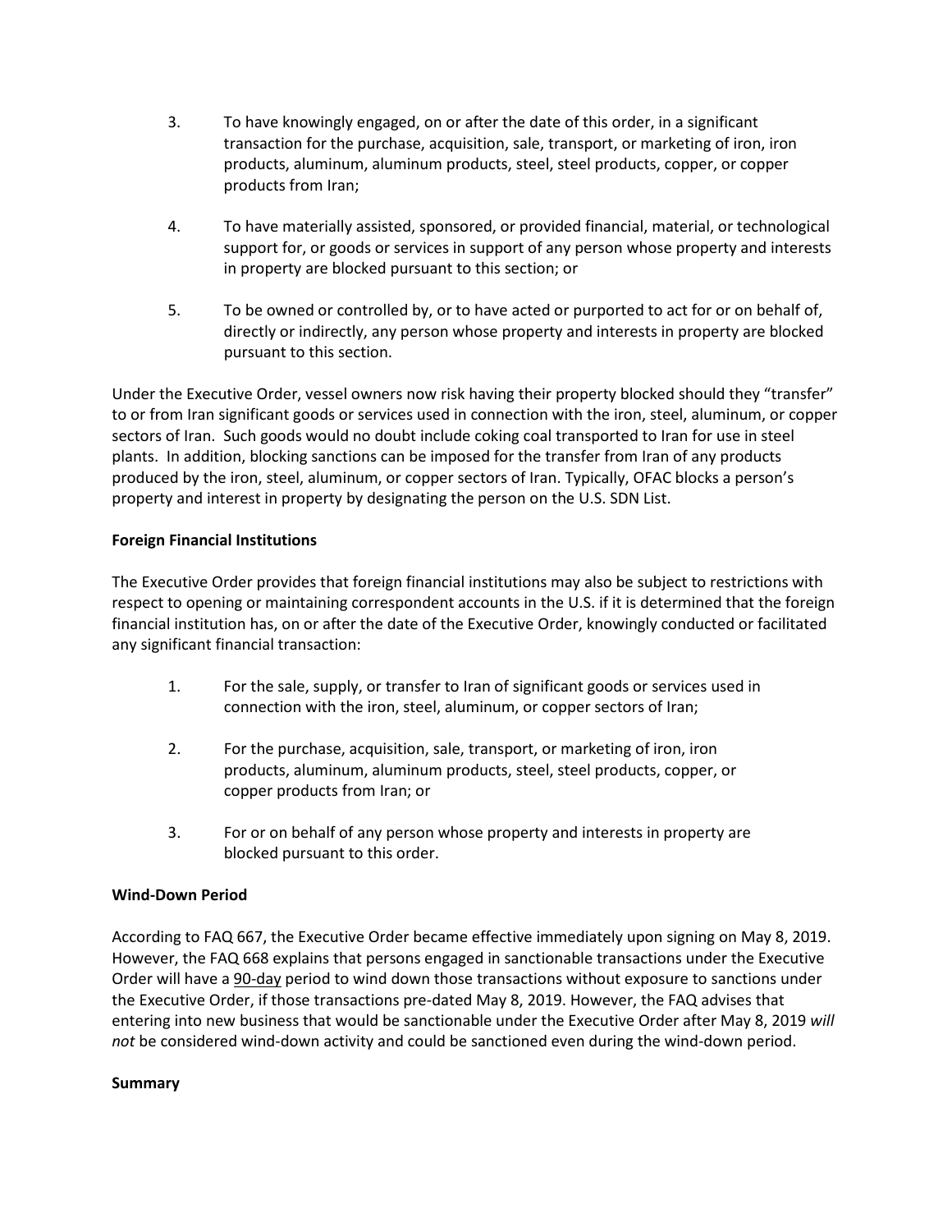3. To have knowingly engaged, on or after the date of this order, in a significant transaction for the purchase, acquisition, sale, transport, or marketing of iron, iron products, aluminum, aluminum products, steel, steel products, copper, or copper products from Iran;

4. To have materially assisted, sponsored, or provided financial, material, or technological support for, or goods or services in support of any person whose property and interests in property are blocked pursuant to this section; or

5. To be owned or controlled by, or to have acted or purported to act for or on behalf of, directly or indirectly, any person whose property and interests in property are blocked pursuant to this section.

Under the Executive Order, vessel owners now risk having their property blocked should they "transfer" to or from Iran significant goods or services used in connection with the iron, steel, aluminum, or copper sectors of Iran. Such goods would no doubt include coking coal transported to Iran for use in steel plants. In addition, blocking sanctions can be imposed for the transfer from Iran of any products produced by the iron, steel, aluminum, or copper sectors of Iran. Typically, OFAC blocks a person's property and interest in property by designating the person on the U.S. SDN List.

**Foreign Financial Institutions**

The Executive Order provides that foreign financial institutions may also be subject to restrictions with respect to opening or maintaining correspondent accounts in the U.S. if it is determined that the foreign financial institution has, on or after the date of the Executive Order, knowingly conducted or facilitated any significant financial transaction:

1. For the sale, supply, or transfer to Iran of significant goods or services used in connection with the iron, steel, aluminum, or copper sectors of Iran;

2. For the purchase, acquisition, sale, transport, or marketing of iron, iron products, aluminum, aluminum products, steel, steel products, copper, or copper products from Iran; or

3. For or on behalf of any person whose property and interests in property are blocked pursuant to this order.

**Wind-Down Period**

According to FAQ 667, the Executive Order became effective immediately upon signing on May 8, 2019. However, the FAQ 668 explains that persons engaged in sanctionable transactions under the Executive Order will have a 90-day period to wind down those transactions without exposure to sanctions under the Executive Order, if those transactions pre-dated May 8, 2019. However, the FAQ advises that entering into new business that would be sanctionable under the Executive Order after May 8, 2019 *will not* be considered wind-down activity and could be sanctioned even during the wind-down period.

**Summary**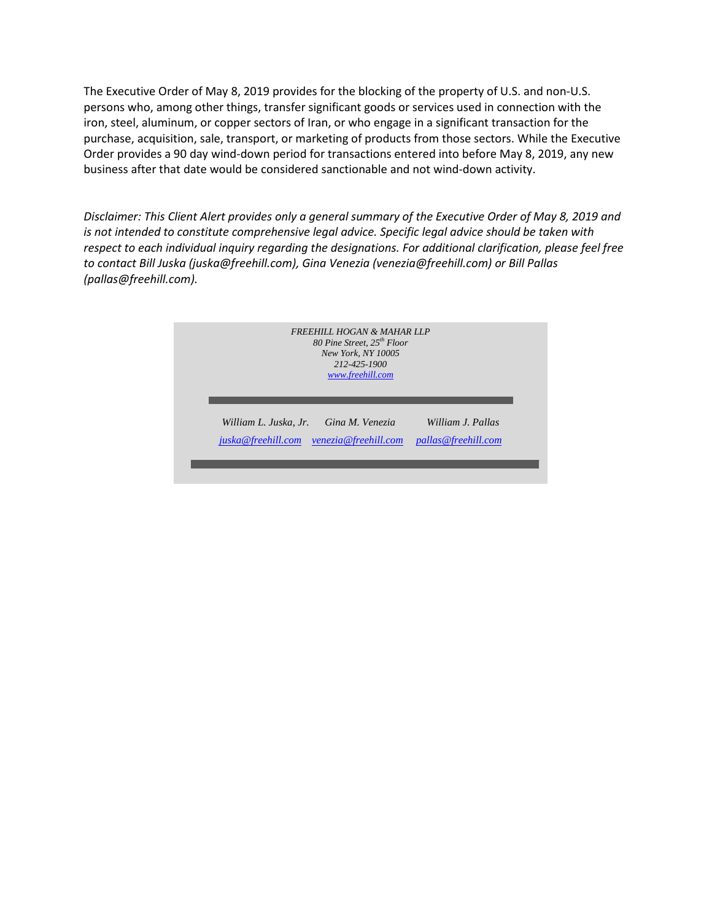The Executive Order of May 8, 2019 provides for the blocking of the property of U.S. and non-U.S. persons who, among other things, transfer significant goods or services used in connection with the iron, steel, aluminum, or copper sectors of Iran, or who engage in a significant transaction for the purchase, acquisition, sale, transport, or marketing of products from those sectors. While the Executive Order provides a 90 day wind-down period for transactions entered into before May 8, 2019, any new business after that date would be considered sanctionable and not wind-down activity.

*Disclaimer: This Client Alert provides only a general summary of the Executive Order of May 8, 2019 and is not intended to constitute comprehensive legal advice. Specific legal advice should be taken with respect to each individual inquiry regarding the designations. For additional clarification, please feel free to contact Bill Juska (juska@freehill.com), Gina Venezia (venezia@freehill.com) or Bill Pallas (pallas@freehill.com).*

*FREEHILL HOGAN & MAHAR LLP*
*80 Pine Street, 25th Floor*
*New York, NY 10005*
*212-425-1900*
*www.freehill.com*

| William L. Juska, Jr. | Gina M. Venezia | William J. Pallas |
|---|---|---|
| juska@freehill.com | venezia@freehill.com | pallas@freehill.com |